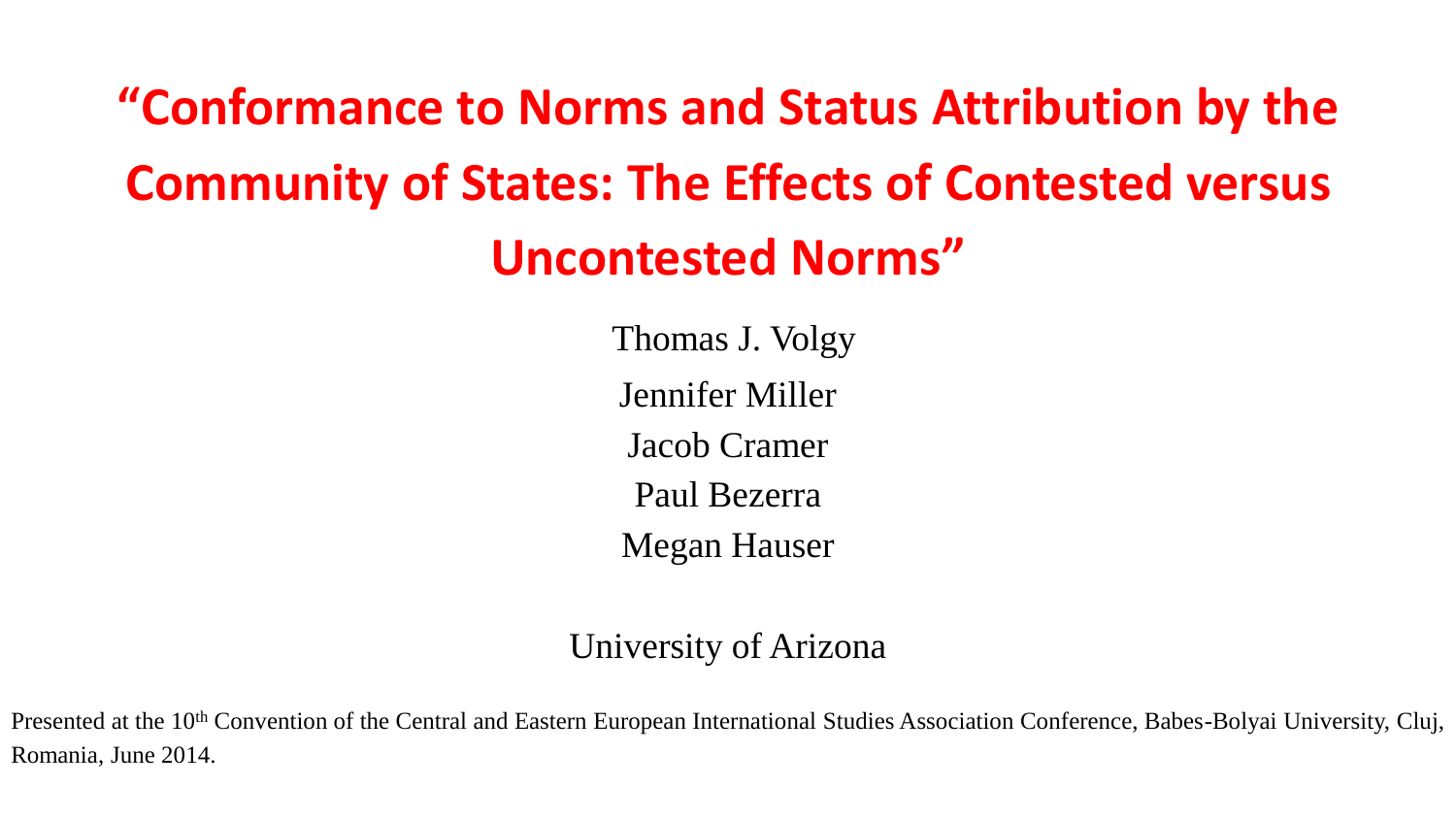# "Conformance to Norms and Status Attribution by the Community of States: The Effects of Contested versus Uncontested Norms"

Thomas J. Volgy

Jennifer Miller

Jacob Cramer

Paul Bezerra

Megan Hauser

University of Arizona

Presented at the 10th Convention of the Central and Eastern European International Studies Association Conference, Babes-Bolyai University, Cluj, Romania, June 2014.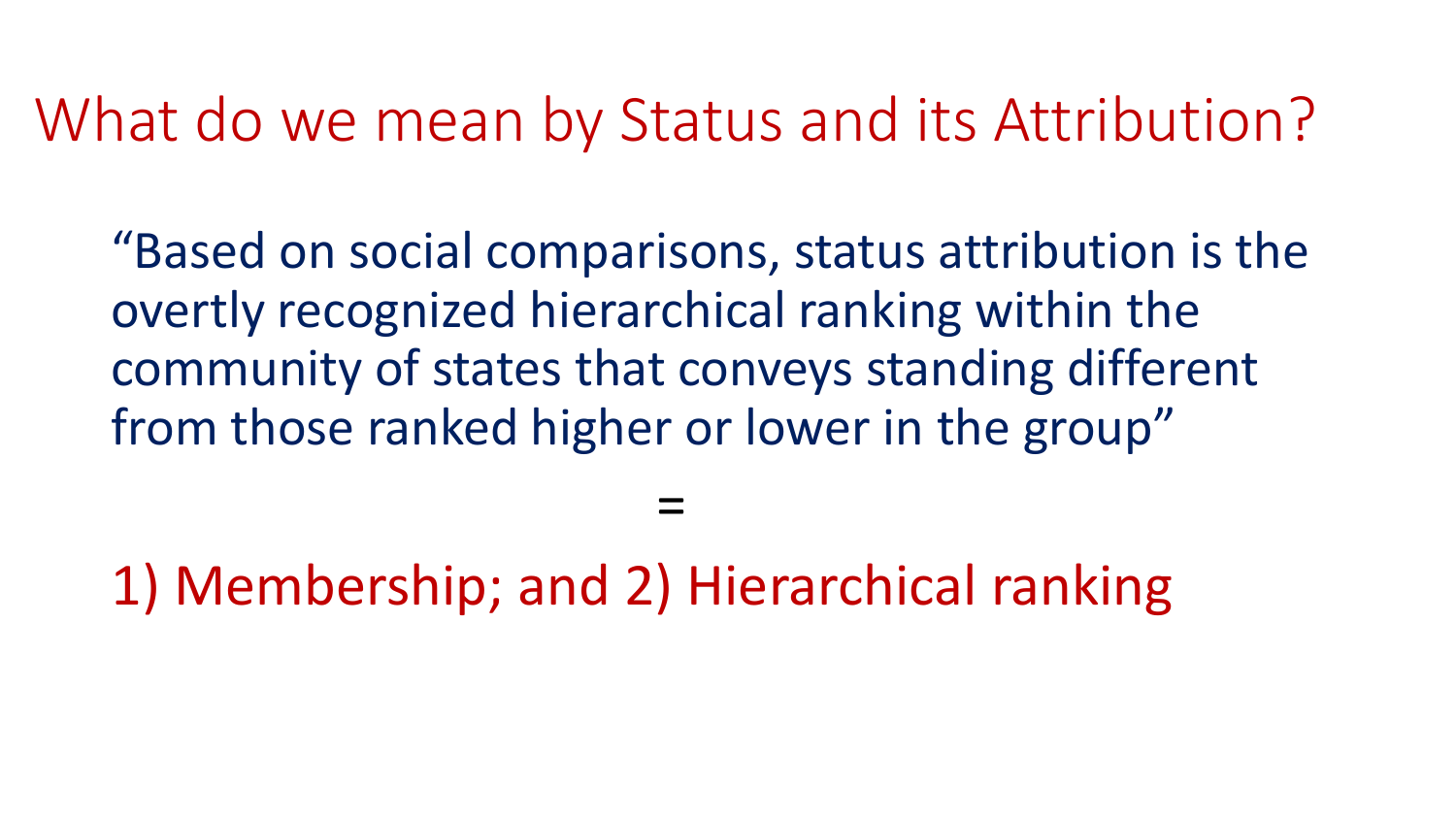# What do we mean by Status and its Attribution?

"Based on social comparisons, status attribution is the overtly recognized hierarchical ranking within the community of states that conveys standing different from those ranked higher or lower in the group"

=

1) Membership; and 2) Hierarchical ranking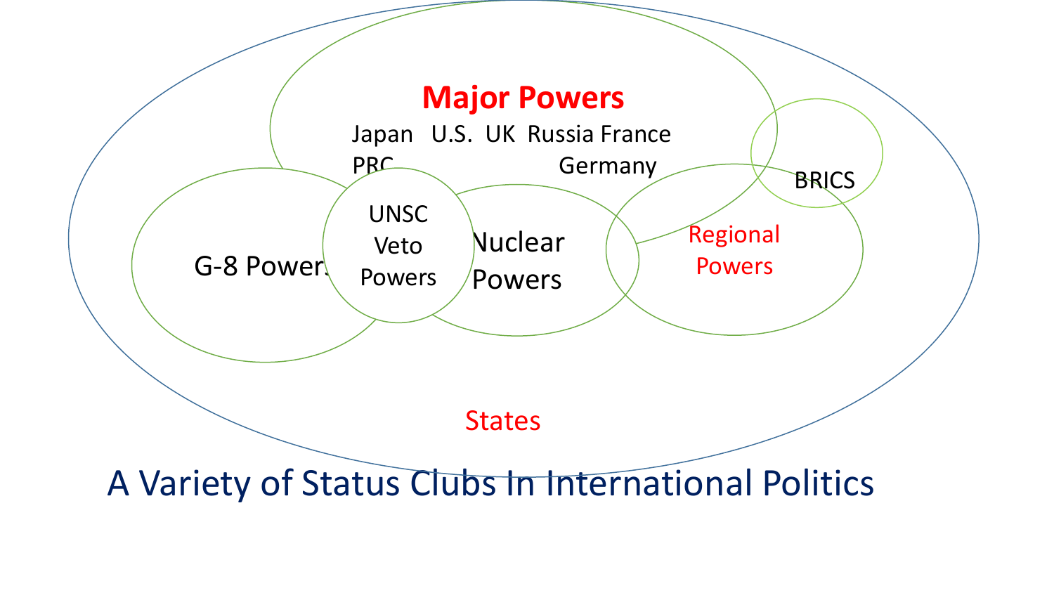Major Powers

Japan U.S. UK Russia France
PRC Germany

G-8 Powers

UNSC
Veto
Powers

Nuclear
Powers

Regional
Powers

BRICS

States

A Variety of Status Clubs In International Politics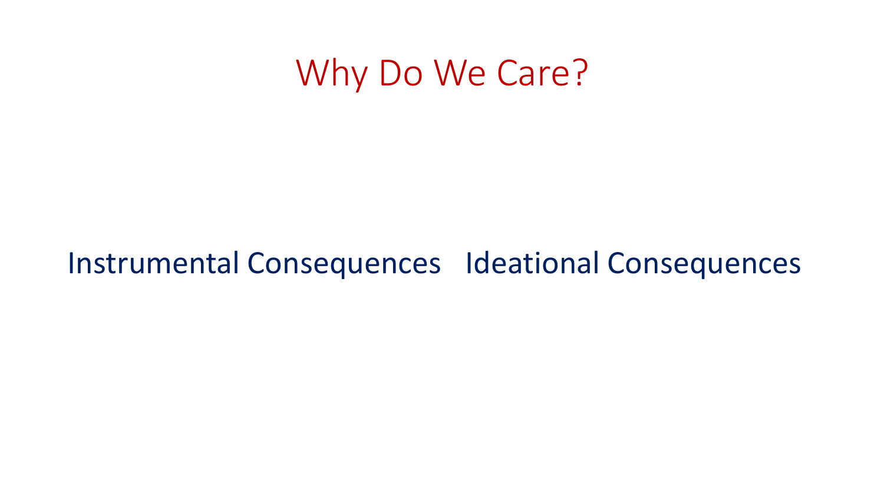# Why Do We Care?

Instrumental Consequences    Ideational Consequences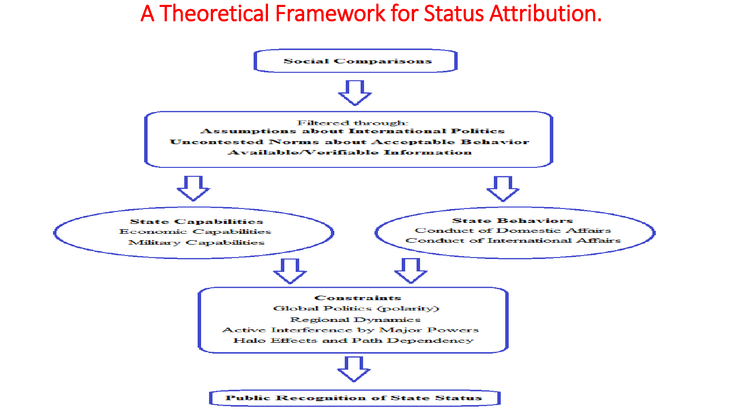# A Theoretical Framework for Status Attribution.

**Social Comparisons**

⇩

Filtered through:
**Assumptions about International Politics**
**Uncontested Norms about Acceptable Behavior**
**Available/Verifiable Information**

⇩ ⇩

**State Capabilities**
Economic Capabilities
Military Capabilities

**State Behaviors**
Conduct of Domestic Affairs
Conduct of International Affairs

⇩ ⇩

**Constraints**
Global Politics (polarity)
Regional Dynamics
Active Interference by Major Powers
Halo Effects and Path Dependency

⇩

**Public Recognition of State Status**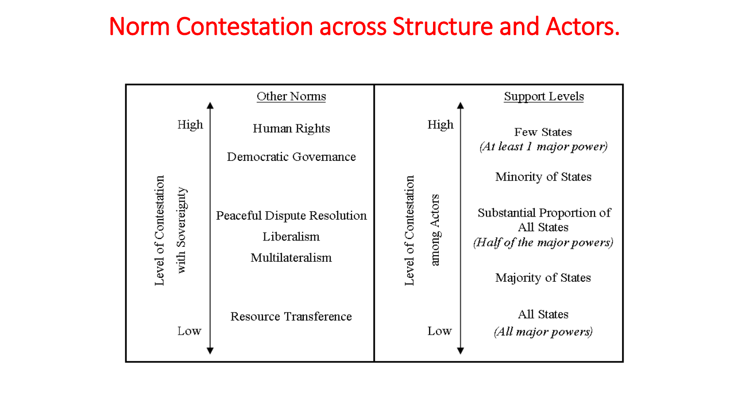# Norm Contestation across Structure and Actors.

| Level of Contestation with Sovereignty | Other Norms | Level of Contestation among Actors | Support Levels |
|---|---|---|---|
| High | Human Rights | High | Few States *(At least 1 major power)* |
| | Democratic Governance | | Minority of States |
| | Peaceful Dispute Resolution | | Substantial Proportion of All States *(Half of the major powers)* |
| | Liberalism | | |
| | Multilateralism | | Majority of States |
| Low | Resource Transference | Low | All States *(All major powers)* |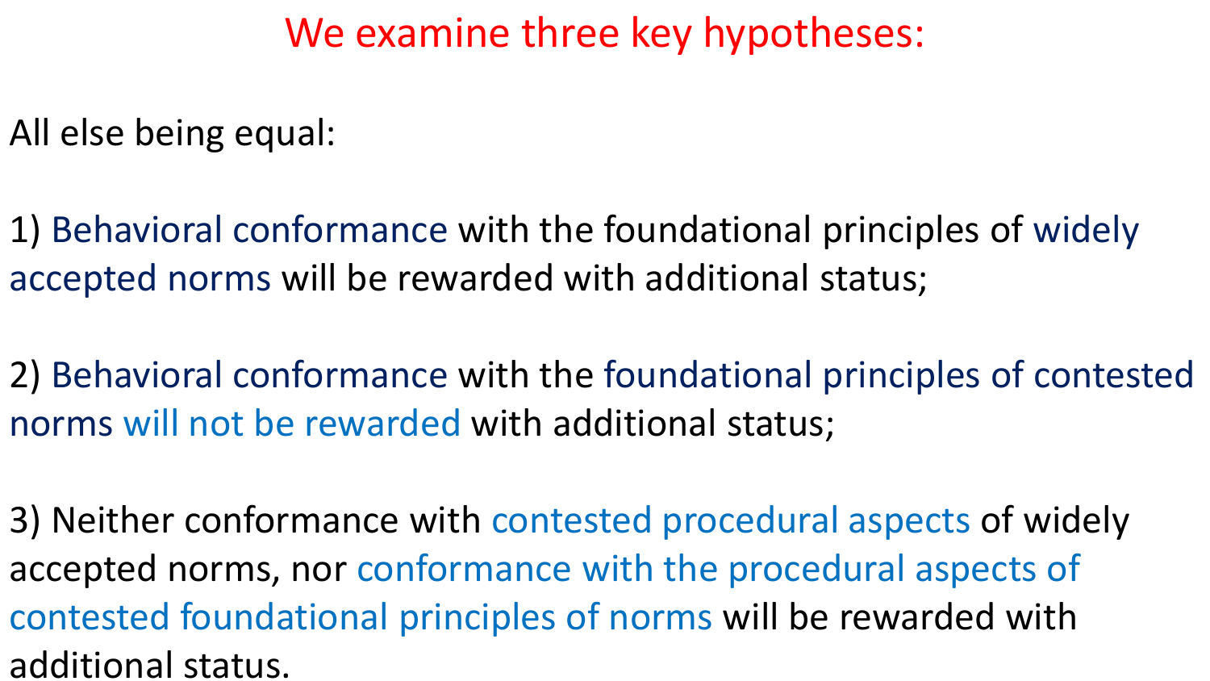# We examine three key hypotheses:

All else being equal:

1) Behavioral conformance with the foundational principles of widely accepted norms will be rewarded with additional status;

2) Behavioral conformance with the foundational principles of contested norms will not be rewarded with additional status;

3) Neither conformance with contested procedural aspects of widely accepted norms, nor conformance with the procedural aspects of contested foundational principles of norms will be rewarded with additional status.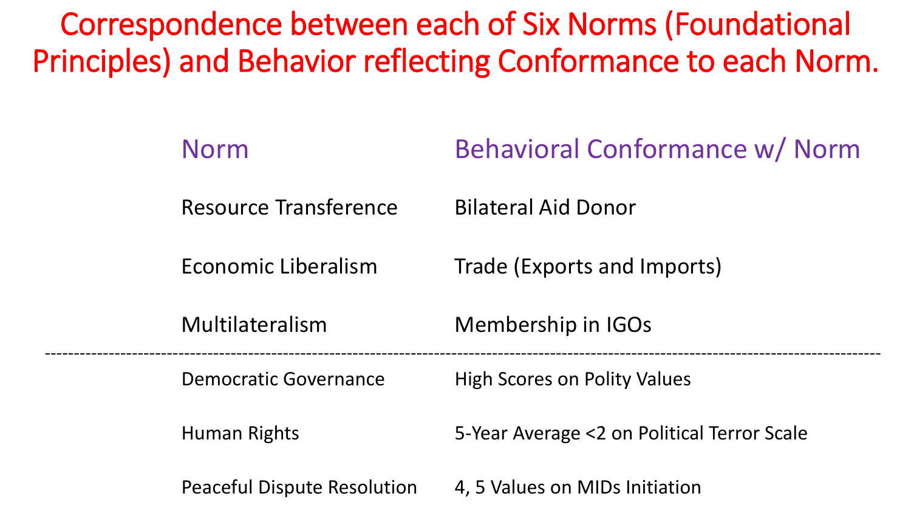# Correspondence between each of Six Norms (Foundational Principles) and Behavior reflecting Conformance to each Norm.

| Norm | Behavioral Conformance w/ Norm |
|---|---|
| Resource Transference | Bilateral Aid Donor |
| Economic Liberalism | Trade (Exports and Imports) |
| Multilateralism | Membership in IGOs |
| Democratic Governance | High Scores on Polity Values |
| Human Rights | 5-Year Average <2 on Political Terror Scale |
| Peaceful Dispute Resolution | 4, 5 Values on MIDs Initiation |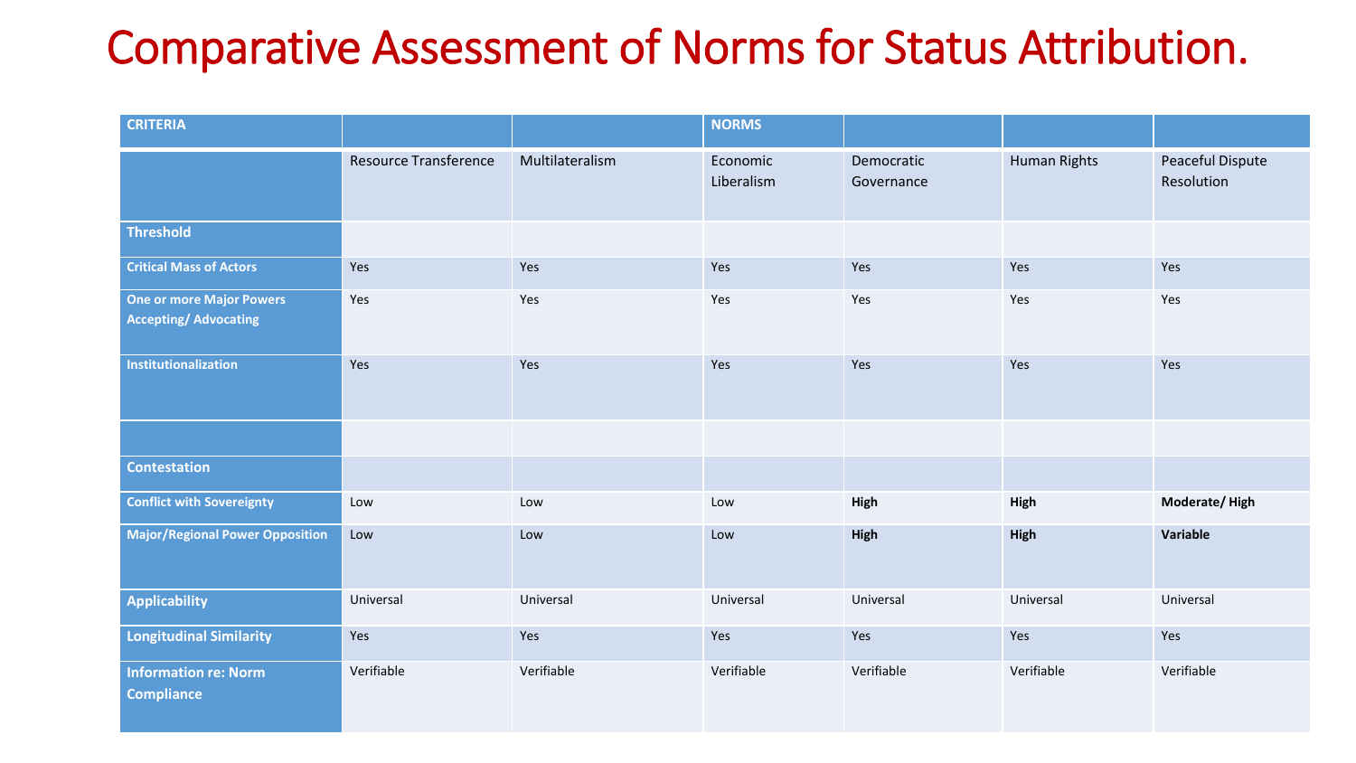# Comparative Assessment of Norms for Status Attribution.

| **CRITERIA** | | | **NORMS** | | | |
|---|---|---|---|---|---|---|
| | Resource Transference | Multilateralism | Economic Liberalism | Democratic Governance | Human Rights | Peaceful Dispute Resolution |
| **Threshold** | | | | | | |
| **Critical Mass of Actors** | Yes | Yes | Yes | Yes | Yes | Yes |
| **One or more Major Powers Accepting/ Advocating** | Yes | Yes | Yes | Yes | Yes | Yes |
| **Institutionalization** | Yes | Yes | Yes | Yes | Yes | Yes |
| | | | | | | |
| **Contestation** | | | | | | |
| **Conflict with Sovereignty** | Low | Low | Low | **High** | **High** | **Moderate/ High** |
| **Major/Regional Power Opposition** | Low | Low | Low | **High** | **High** | **Variable** |
| **Applicability** | Universal | Universal | Universal | Universal | Universal | Universal |
| **Longitudinal Similarity** | Yes | Yes | Yes | Yes | Yes | Yes |
| **Information re: Norm Compliance** | Verifiable | Verifiable | Verifiable | Verifiable | Verifiable | Verifiable |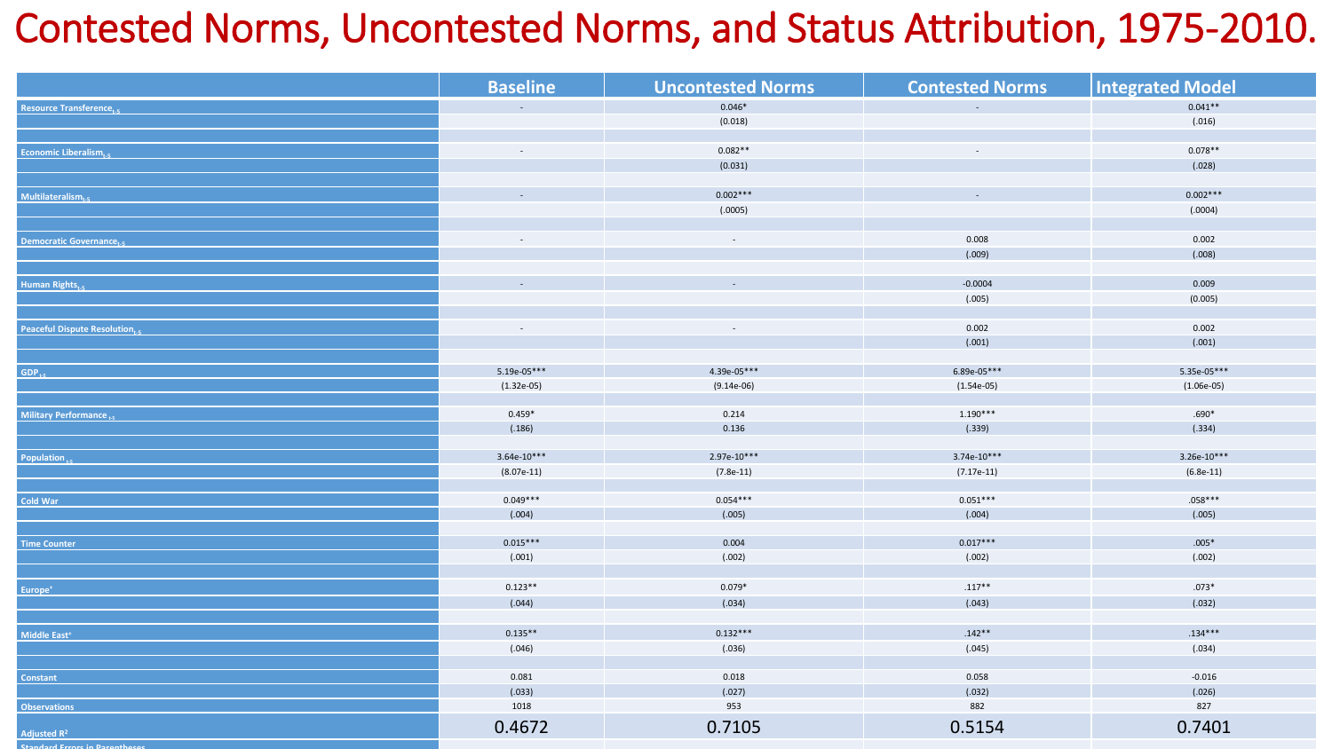# Contested Norms, Uncontested Norms, and Status Attribution, 1975-2010.

| | Baseline | Uncontested Norms | Contested Norms | Integrated Model |
|---|---|---|---|---|
| Resource Transference$_{t-5}$ | - | 0.046* | - | 0.041** |
| | | (0.018) | | (.016) |
| Economic Liberalism$_{t-5}$ | - | 0.082** | - | 0.078** |
| | | (0.031) | | (.028) |
| Multilateralism$_{t-5}$ | - | 0.002*** | - | 0.002*** |
| | | (.0005) | | (.0004) |
| Democratic Governance$_{t-5}$ | - | - | 0.008 | 0.002 |
| | | | (.009) | (.008) |
| Human Rights$_{t-5}$ | - | - | -0.0004 | 0.009 |
| | | | (.005) | (0.005) |
| Peaceful Dispute Resolution$_{t-5}$ | - | - | 0.002 | 0.002 |
| | | | (.001) | (.001) |
| GDP$_{t-5}$ | 5.19e-05*** | 4.39e-05*** | 6.89e-05*** | 5.35e-05*** |
| | (1.32e-05) | (9.14e-06) | (1.54e-05) | (1.06e-05) |
| Military Performance$_{t-5}$ | 0.459* | 0.214 | 1.190*** | .690* |
| | (.186) | 0.136 | (.339) | (.334) |
| Population$_{t-5}$ | 3.64e-10*** | 2.97e-10*** | 3.74e-10*** | 3.26e-10*** |
| | (8.07e-11) | (7.8e-11) | (7.17e-11) | (6.8e-11) |
| Cold War | 0.049*** | 0.054*** | 0.051*** | .058*** |
| | (.004) | (.005) | (.004) | (.005) |
| Time Counter | 0.015*** | 0.004 | 0.017*** | .005* |
| | (.001) | (.002) | (.002) | (.002) |
| Europe+ | 0.123** | 0.079* | .117** | .073* |
| | (.044) | (.034) | (.043) | (.032) |
| Middle East+ | 0.135** | 0.132*** | .142** | .134*** |
| | (.046) | (.036) | (.045) | (.034) |
| Constant | 0.081 | 0.018 | 0.058 | -0.016 |
| | (.033) | (.027) | (.032) | (.026) |
| Observations | 1018 | 953 | 882 | 827 |
| Adjusted $R^2$ | 0.4672 | 0.7105 | 0.5154 | 0.7401 |

Standard Errors in Parentheses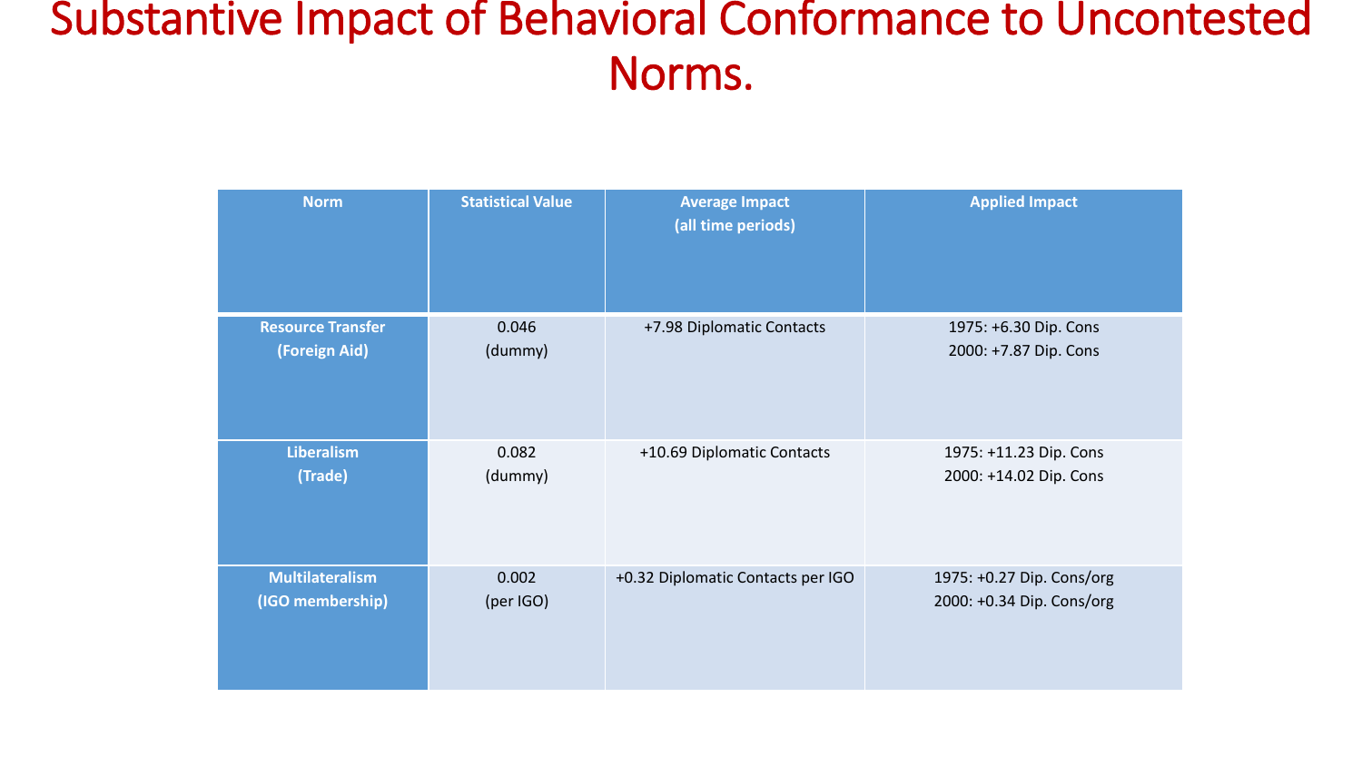# Substantive Impact of Behavioral Conformance to Uncontested Norms.

| Norm | Statistical Value | Average Impact (all time periods) | Applied Impact |
|---|---|---|---|
| **Resource Transfer (Foreign Aid)** | 0.046 (dummy) | +7.98 Diplomatic Contacts | 1975: +6.30 Dip. Cons<br>2000: +7.87 Dip. Cons |
| **Liberalism (Trade)** | 0.082 (dummy) | +10.69 Diplomatic Contacts | 1975: +11.23 Dip. Cons<br>2000: +14.02 Dip. Cons |
| **Multilateralism (IGO membership)** | 0.002 (per IGO) | +0.32 Diplomatic Contacts per IGO | 1975: +0.27 Dip. Cons/org<br>2000: +0.34 Dip. Cons/org |